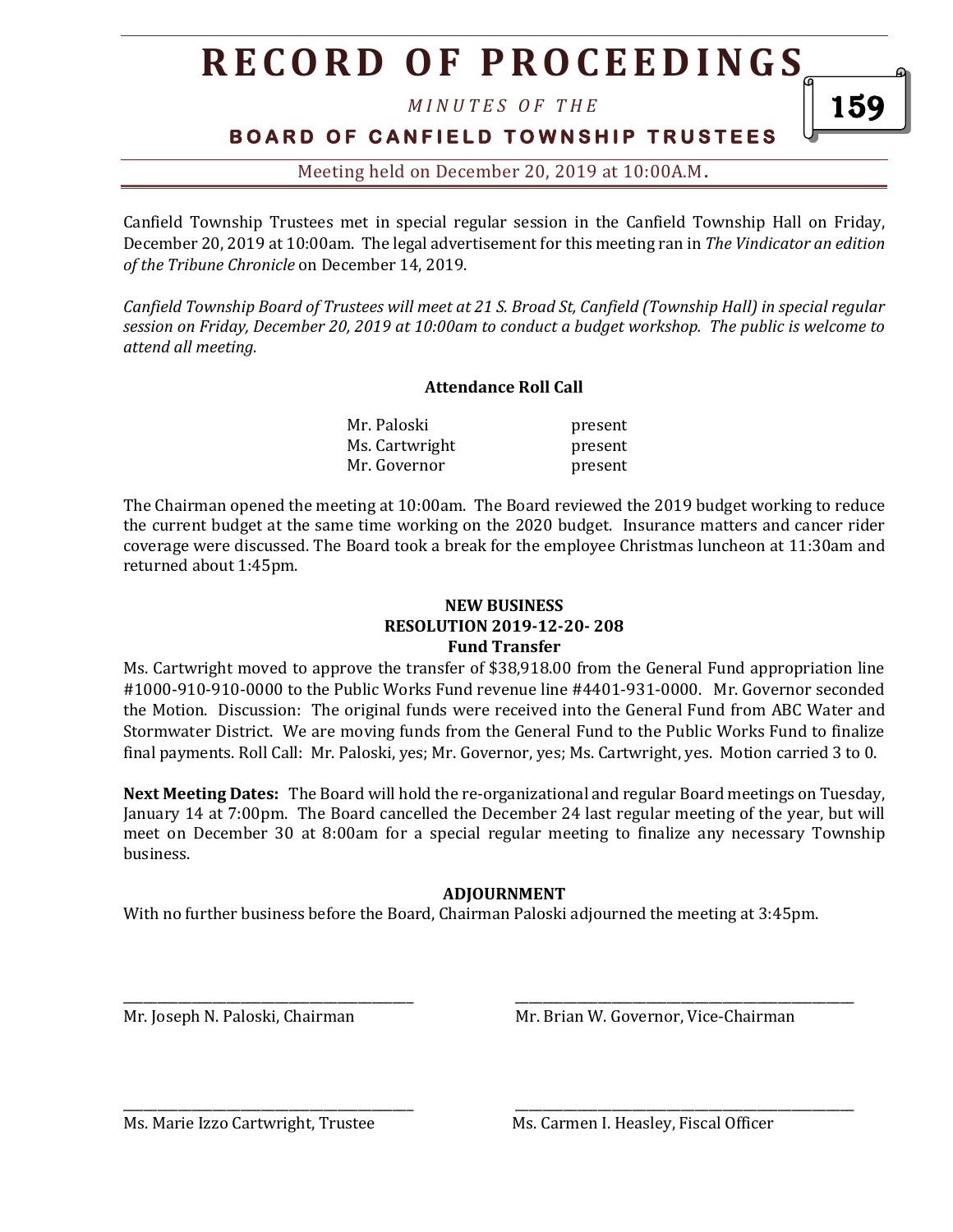# RECORD OF PROCEEDINGS

*MINUTES OF THE*

**BOARD OF CANFIELD TOWNSHIP TRUSTEES**

Meeting held on December 20, 2019 at 10:00A.M.

Canfield Township Trustees met in special regular session in the Canfield Township Hall on Friday, December 20, 2019 at 10:00am. The legal advertisement for this meeting ran in *The Vindicator an edition of the Tribune Chronicle* on December 14, 2019.

*Canfield Township Board of Trustees will meet at 21 S. Broad St, Canfield (Township Hall) in special regular session on Friday, December 20, 2019 at 10:00am to conduct a budget workshop. The public is welcome to attend all meeting.*

**Attendance Roll Call**

| | |
|---|---|
| Mr. Paloski | present |
| Ms. Cartwright | present |
| Mr. Governor | present |

The Chairman opened the meeting at 10:00am. The Board reviewed the 2019 budget working to reduce the current budget at the same time working on the 2020 budget. Insurance matters and cancer rider coverage were discussed. The Board took a break for the employee Christmas luncheon at 11:30am and returned about 1:45pm.

**NEW BUSINESS**
**RESOLUTION 2019-12-20- 208**
**Fund Transfer**

Ms. Cartwright moved to approve the transfer of $38,918.00 from the General Fund appropriation line #1000-910-910-0000 to the Public Works Fund revenue line #4401-931-0000. Mr. Governor seconded the Motion. Discussion: The original funds were received into the General Fund from ABC Water and Stormwater District. We are moving funds from the General Fund to the Public Works Fund to finalize final payments. Roll Call: Mr. Paloski, yes; Mr. Governor, yes; Ms. Cartwright, yes. Motion carried 3 to 0.

**Next Meeting Dates:** The Board will hold the re-organizational and regular Board meetings on Tuesday, January 14 at 7:00pm. The Board cancelled the December 24 last regular meeting of the year, but will meet on December 30 at 8:00am for a special regular meeting to finalize any necessary Township business.

**ADJOURNMENT**

With no further business before the Board, Chairman Paloski adjourned the meeting at 3:45pm.

_______________________________________
Mr. Joseph N. Paloski, Chairman

_______________________________________
Mr. Brian W. Governor, Vice-Chairman

_______________________________________
Ms. Marie Izzo Cartwright, Trustee

_______________________________________
Ms. Carmen I. Heasley, Fiscal Officer